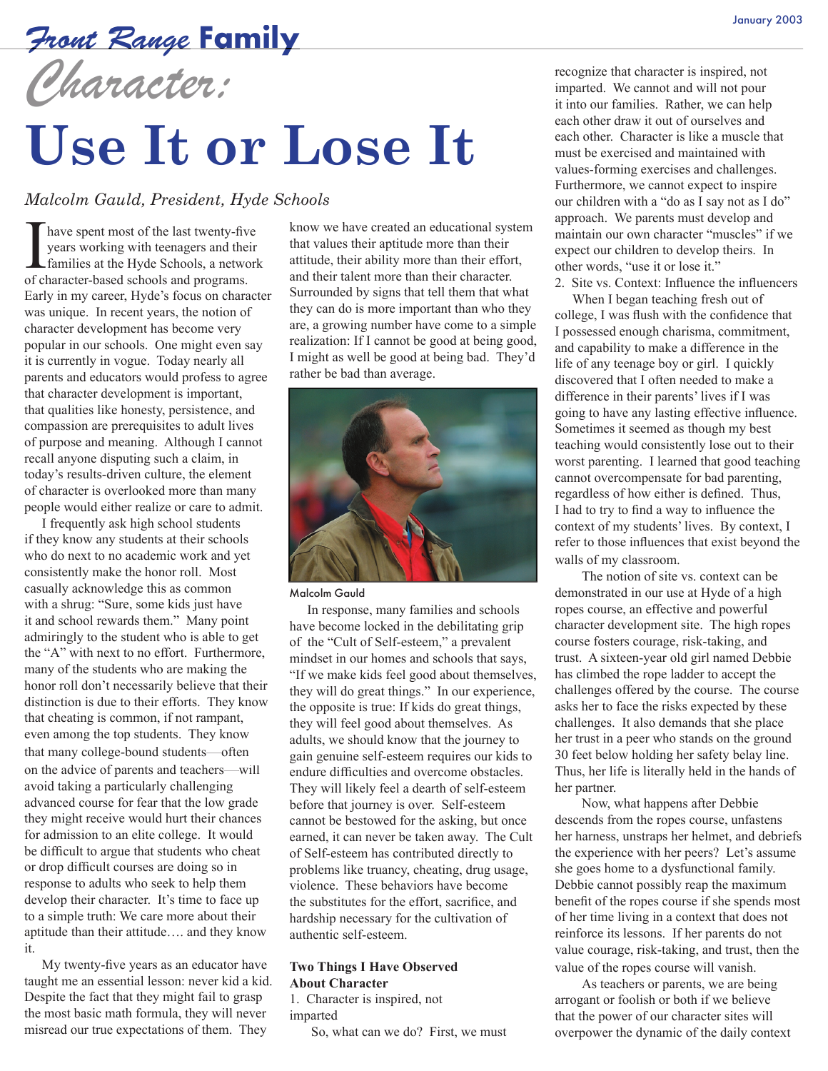# Front Range Family

January 2003

# Character: Use It or Lose It

*Malcolm Gauld, President, Hyde Schools*

I have spent most of the last twenty-five years working with teenagers and their families at the Hyde Schools, a network of character-based schools and programs. Early in my career, Hyde's focus on character was unique. In recent years, the notion of character development has become very popular in our schools. One might even say it is currently in vogue. Today nearly all parents and educators would profess to agree that character development is important, that qualities like honesty, persistence, and compassion are prerequisites to adult lives of purpose and meaning. Although I cannot recall anyone disputing such a claim, in today's results-driven culture, the element of character is overlooked more than many people would either realize or care to admit.

I frequently ask high school students if they know any students at their schools who do next to no academic work and yet consistently make the honor roll. Most casually acknowledge this as common with a shrug: "Sure, some kids just have it and school rewards them." Many point admiringly to the student who is able to get the "A" with next to no effort. Furthermore, many of the students who are making the honor roll don't necessarily believe that their distinction is due to their efforts. They know that cheating is common, if not rampant, even among the top students. They know that many college-bound students—often on the advice of parents and teachers—will avoid taking a particularly challenging advanced course for fear that the low grade they might receive would hurt their chances for admission to an elite college. It would be difficult to argue that students who cheat or drop difficult courses are doing so in response to adults who seek to help them develop their character. It's time to face up to a simple truth: We care more about their aptitude than their attitude…. and they know it.

My twenty-five years as an educator have taught me an essential lesson: never kid a kid. Despite the fact that they might fail to grasp the most basic math formula, they will never misread our true expectations of them. They know we have created an educational system that values their aptitude more than their attitude, their ability more than their effort, and their talent more than their character. Surrounded by signs that tell them that what they can do is more important than who they are, a growing number have come to a simple realization: If I cannot be good at being good, I might as well be good at being bad. They'd rather be bad than average.

Malcolm Gauld

In response, many families and schools have become locked in the debilitating grip of the "Cult of Self-esteem," a prevalent mindset in our homes and schools that says, "If we make kids feel good about themselves, they will do great things." In our experience, the opposite is true: If kids do great things, they will feel good about themselves. As adults, we should know that the journey to gain genuine self-esteem requires our kids to endure difficulties and overcome obstacles. They will likely feel a dearth of self-esteem before that journey is over. Self-esteem cannot be bestowed for the asking, but once earned, it can never be taken away. The Cult of Self-esteem has contributed directly to problems like truancy, cheating, drug usage, violence. These behaviors have become the substitutes for the effort, sacrifice, and hardship necessary for the cultivation of authentic self-esteem.

**Two Things I Have Observed About Character**

1. Character is inspired, not imparted

So, what can we do? First, we must recognize that character is inspired, not imparted. We cannot and will not pour it into our families. Rather, we can help each other draw it out of ourselves and each other. Character is like a muscle that must be exercised and maintained with values-forming exercises and challenges. Furthermore, we cannot expect to inspire our children with a "do as I say not as I do" approach. We parents must develop and maintain our own character "muscles" if we expect our children to develop theirs. In other words, "use it or lose it."

2. Site vs. Context: Influence the influencers

When I began teaching fresh out of college, I was flush with the confidence that I possessed enough charisma, commitment, and capability to make a difference in the life of any teenage boy or girl. I quickly discovered that I often needed to make a difference in their parents' lives if I was going to have any lasting effective influence. Sometimes it seemed as though my best teaching would consistently lose out to their worst parenting. I learned that good teaching cannot overcompensate for bad parenting, regardless of how either is defined. Thus, I had to try to find a way to influence the context of my students' lives. By context, I refer to those influences that exist beyond the walls of my classroom.

The notion of site vs. context can be demonstrated in our use at Hyde of a high ropes course, an effective and powerful character development site. The high ropes course fosters courage, risk-taking, and trust. A sixteen-year old girl named Debbie has climbed the rope ladder to accept the challenges offered by the course. The course asks her to face the risks expected by these challenges. It also demands that she place her trust in a peer who stands on the ground 30 feet below holding her safety belay line. Thus, her life is literally held in the hands of her partner.

Now, what happens after Debbie descends from the ropes course, unfastens her harness, unstraps her helmet, and debriefs the experience with her peers? Let's assume she goes home to a dysfunctional family. Debbie cannot possibly reap the maximum benefit of the ropes course if she spends most of her time living in a context that does not reinforce its lessons. If her parents do not value courage, risk-taking, and trust, then the value of the ropes course will vanish.

As teachers or parents, we are being arrogant or foolish or both if we believe that the power of our character sites will overpower the dynamic of the daily context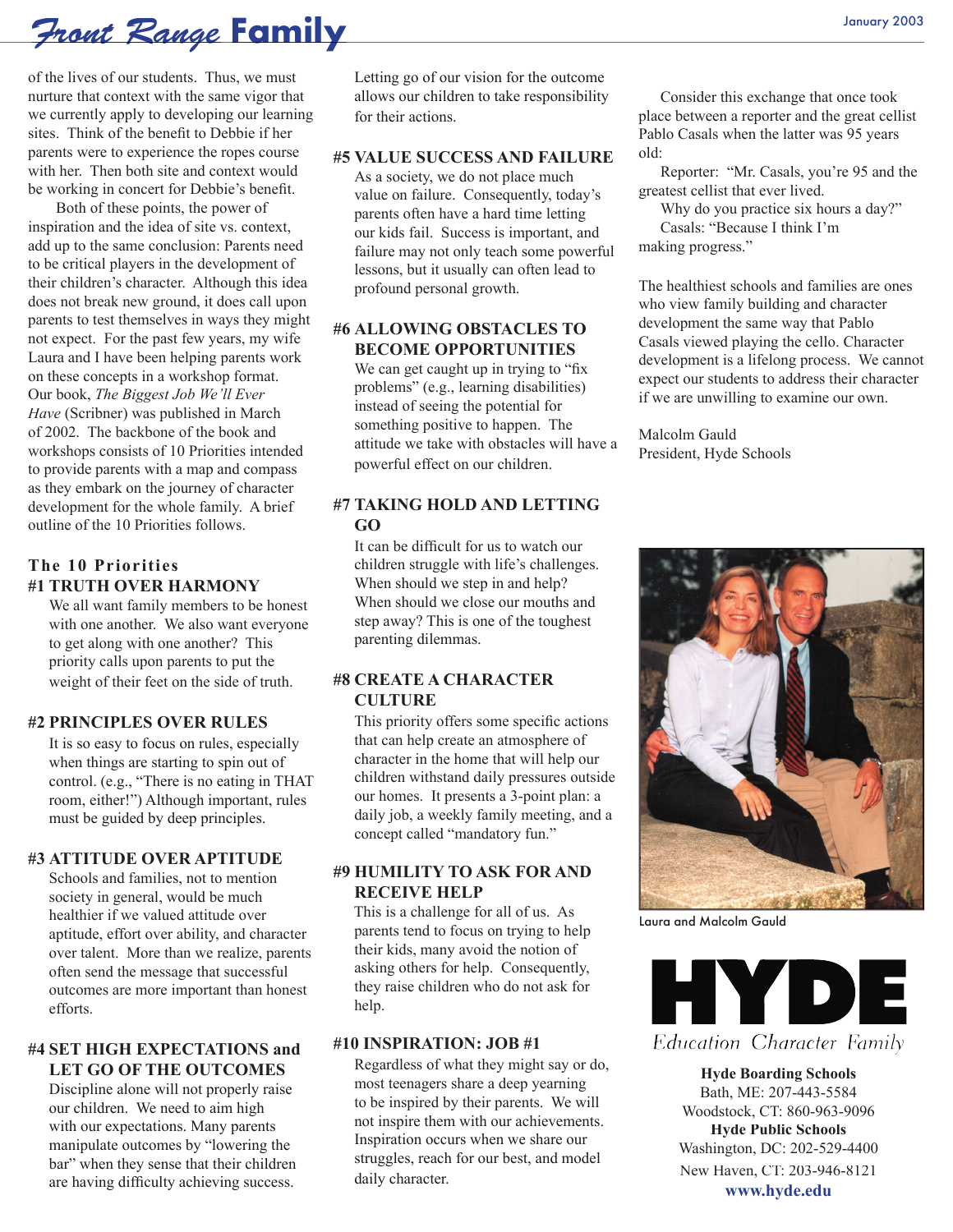of the lives of our students. Thus, we must nurture that context with the same vigor that we currently apply to developing our learning sites. Think of the benefit to Debbie if her parents were to experience the ropes course with her. Then both site and context would be working in concert for Debbie's benefit.

Both of these points, the power of inspiration and the idea of site vs. context, add up to the same conclusion: Parents need to be critical players in the development of their children's character. Although this idea does not break new ground, it does call upon parents to test themselves in ways they might not expect. For the past few years, my wife Laura and I have been helping parents work on these concepts in a workshop format. Our book, *The Biggest Job We'll Ever Have* (Scribner) was published in March of 2002. The backbone of the book and workshops consists of 10 Priorities intended to provide parents with a map and compass as they embark on the journey of character development for the whole family. A brief outline of the 10 Priorities follows.

## The 10 Priorities

### #1 TRUTH OVER HARMONY

We all want family members to be honest with one another. We also want everyone to get along with one another? This priority calls upon parents to put the weight of their feet on the side of truth.

### #2 PRINCIPLES OVER RULES

It is so easy to focus on rules, especially when things are starting to spin out of control. (e.g., "There is no eating in THAT room, either!") Although important, rules must be guided by deep principles.

### #3 ATTITUDE OVER APTITUDE

Schools and families, not to mention society in general, would be much healthier if we valued attitude over aptitude, effort over ability, and character over talent. More than we realize, parents often send the message that successful outcomes are more important than honest efforts.

### #4 SET HIGH EXPECTATIONS and LET GO OF THE OUTCOMES

Discipline alone will not properly raise our children. We need to aim high with our expectations. Many parents manipulate outcomes by "lowering the bar" when they sense that their children are having difficulty achieving success. Letting go of our vision for the outcome allows our children to take responsibility for their actions.

### #5 VALUE SUCCESS AND FAILURE

As a society, we do not place much value on failure. Consequently, today's parents often have a hard time letting our kids fail. Success is important, and failure may not only teach some powerful lessons, but it usually can often lead to profound personal growth.

### #6 ALLOWING OBSTACLES TO BECOME OPPORTUNITIES

We can get caught up in trying to "fix problems" (e.g., learning disabilities) instead of seeing the potential for something positive to happen. The attitude we take with obstacles will have a powerful effect on our children.

### #7 TAKING HOLD AND LETTING GO

It can be difficult for us to watch our children struggle with life's challenges. When should we step in and help? When should we close our mouths and step away? This is one of the toughest parenting dilemmas.

### #8 CREATE A CHARACTER CULTURE

This priority offers some specific actions that can help create an atmosphere of character in the home that will help our children withstand daily pressures outside our homes. It presents a 3-point plan: a daily job, a weekly family meeting, and a concept called "mandatory fun."

### #9 HUMILITY TO ASK FOR AND RECEIVE HELP

This is a challenge for all of us. As parents tend to focus on trying to help their kids, many avoid the notion of asking others for help. Consequently, they raise children who do not ask for help.

### #10 INSPIRATION: JOB #1

Regardless of what they might say or do, most teenagers share a deep yearning to be inspired by their parents. We will not inspire them with our achievements. Inspiration occurs when we share our struggles, reach for our best, and model daily character.

Consider this exchange that once took place between a reporter and the great cellist Pablo Casals when the latter was 95 years old:

Reporter: "Mr. Casals, you're 95 and the greatest cellist that ever lived.

Why do you practice six hours a day?"

Casals: "Because I think I'm making progress."

The healthiest schools and families are ones who view family building and character development the same way that Pablo Casals viewed playing the cello. Character development is a lifelong process. We cannot expect our students to address their character if we are unwilling to examine our own.

Malcolm Gauld
President, Hyde Schools

Laura and Malcolm Gauld

HYDE
Education Character Family

**Hyde Boarding Schools**
Bath, ME: 207-443-5584
Woodstock, CT: 860-963-9096

**Hyde Public Schools**
Washington, DC: 202-529-4400
New Haven, CT: 203-946-8121

**www.hyde.edu**